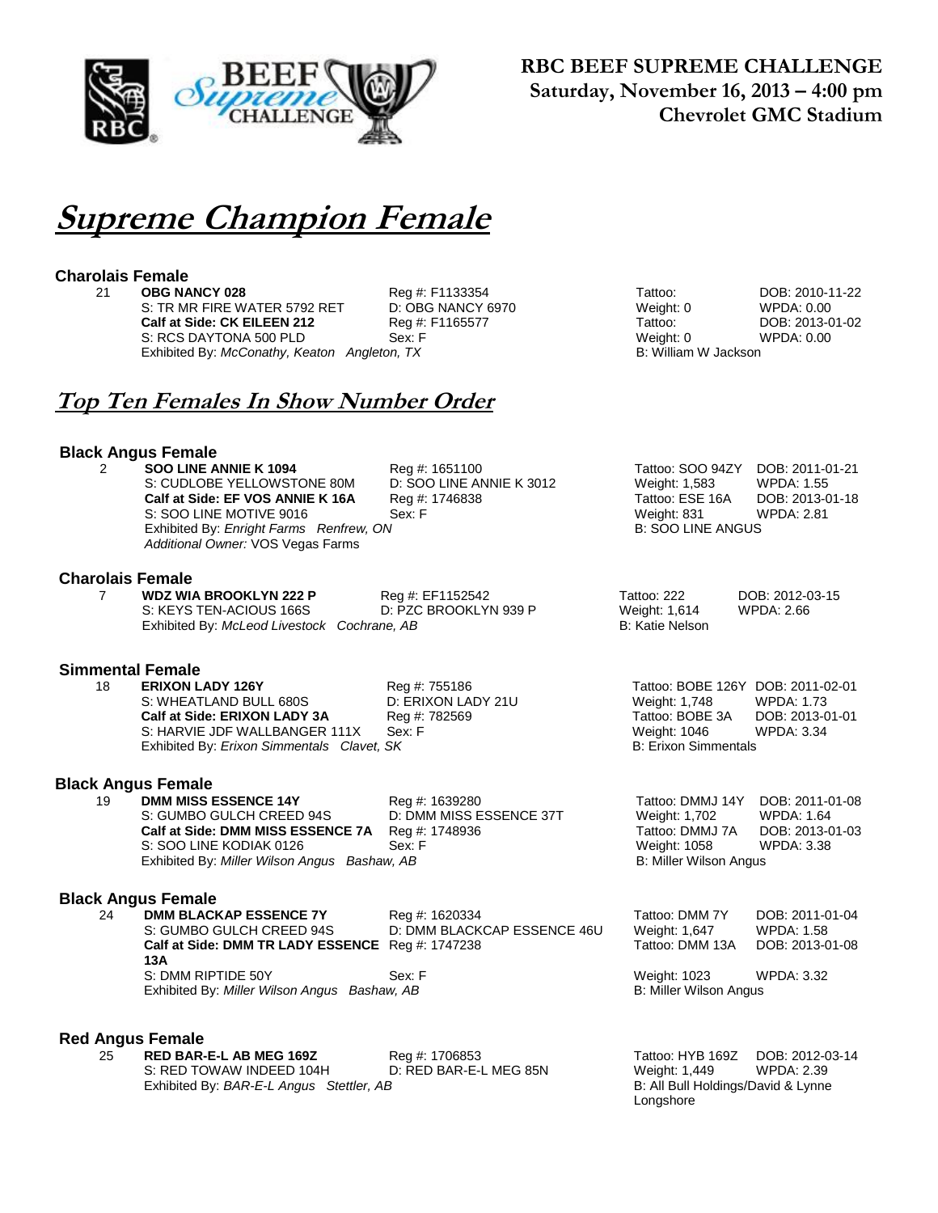**RBC BEEF SUPREME CHALLENGE**
**Saturday, November 16, 2013 – 4:00 pm**
**Chevrolet GMC Stadium**

# Supreme Champion Female

### Charolais Female

21 **OBG NANCY 028** — Reg #: F1133354 — Tattoo: — DOB: 2010-11-22
S: TR MR FIRE WATER 5792 RET — D: OBG NANCY 6970 — Weight: 0 — WPDA: 0.00
**Calf at Side: CK EILEEN 212** — Reg #: F1165577 — Tattoo: — DOB: 2013-01-02
S: RCS DAYTONA 500 PLD — Sex: F — Weight: 0 — WPDA: 0.00
Exhibited By: *McConathy, Keaton Angleton, TX* — B: William W Jackson

## Top Ten Females In Show Number Order

### Black Angus Female

2 **SOO LINE ANNIE K 1094** — Reg #: 1651100 — Tattoo: SOO 94ZY — DOB: 2011-01-21
S: CUDLOBE YELLOWSTONE 80M — D: SOO LINE ANNIE K 3012 — Weight: 1,583 — WPDA: 1.55
**Calf at Side: EF VOS ANNIE K 16A** — Reg #: 1746838 — Tattoo: ESE 16A — DOB: 2013-01-18
S: SOO LINE MOTIVE 9016 — Sex: F — Weight: 831 — WPDA: 2.81
Exhibited By: *Enright Farms Renfrew, ON* — B: SOO LINE ANGUS
*Additional Owner:* VOS Vegas Farms

### Charolais Female

7 **WDZ WIA BROOKLYN 222 P** — Reg #: EF1152542 — Tattoo: 222 — DOB: 2012-03-15
S: KEYS TEN-ACIOUS 166S — D: PZC BROOKLYN 939 P — Weight: 1,614 — WPDA: 2.66
Exhibited By: *McLeod Livestock Cochrane, AB* — B: Katie Nelson

### Simmental Female

18 **ERIXON LADY 126Y** — Reg #: 755186 — Tattoo: BOBE 126Y — DOB: 2011-02-01
S: WHEATLAND BULL 680S — D: ERIXON LADY 21U — Weight: 1,748 — WPDA: 1.73
**Calf at Side: ERIXON LADY 3A** — Reg #: 782569 — Tattoo: BOBE 3A — DOB: 2013-01-01
S: HARVIE JDF WALLBANGER 111X — Sex: F — Weight: 1046 — WPDA: 3.34
Exhibited By: *Erixon Simmentals Clavet, SK* — B: Erixon Simmentals

### Black Angus Female

19 **DMM MISS ESSENCE 14Y** — Reg #: 1639280 — Tattoo: DMMJ 14Y — DOB: 2011-01-08
S: GUMBO GULCH CREED 94S — D: DMM MISS ESSENCE 37T — Weight: 1,702 — WPDA: 1.64
**Calf at Side: DMM MISS ESSENCE 7A** — Reg #: 1748936 — Tattoo: DMMJ 7A — DOB: 2013-01-03
S: SOO LINE KODIAK 0126 — Sex: F — Weight: 1058 — WPDA: 3.38
Exhibited By: *Miller Wilson Angus Bashaw, AB* — B: Miller Wilson Angus

### Black Angus Female

24 **DMM BLACKAP ESSENCE 7Y** — Reg #: 1620334 — Tattoo: DMM 7Y — DOB: 2011-01-04
S: GUMBO GULCH CREED 94S — D: DMM BLACKCAP ESSENCE 46U — Weight: 1,647 — WPDA: 1.58
**Calf at Side: DMM TR LADY ESSENCE 13A** — Reg #: 1747238 — Tattoo: DMM 13A — DOB: 2013-01-08
S: DMM RIPTIDE 50Y — Sex: F — Weight: 1023 — WPDA: 3.32
Exhibited By: *Miller Wilson Angus Bashaw, AB* — B: Miller Wilson Angus

### Red Angus Female

25 **RED BAR-E-L AB MEG 169Z** — Reg #: 1706853 — Tattoo: HYB 169Z — DOB: 2012-03-14
S: RED TOWAW INDEED 104H — D: RED BAR-E-L MEG 85N — Weight: 1,449 — WPDA: 2.39
Exhibited By: *BAR-E-L Angus Stettler, AB* — B: All Bull Holdings/David & Lynne Longshore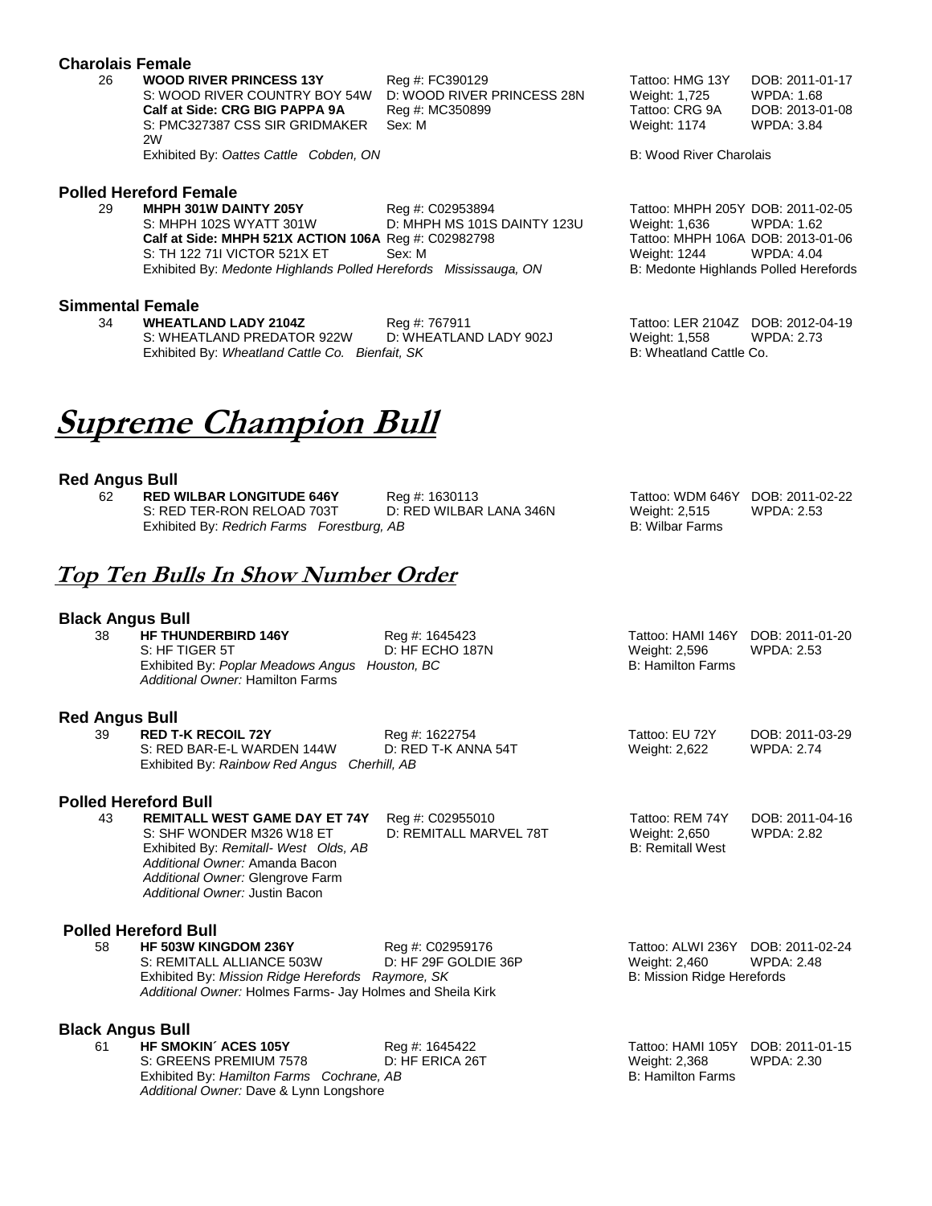### Charolais Female

26 **WOOD RIVER PRINCESS 13Y** Reg #: FC390129 Tattoo: HMG 13Y DOB: 2011-01-17
S: WOOD RIVER COUNTRY BOY 54W D: WOOD RIVER PRINCESS 28N Weight: 1,725 WPDA: 1.68
**Calf at Side: CRG BIG PAPPA 9A** Reg #: MC350899 Tattoo: CRG 9A DOB: 2013-01-08
S: PMC327387 CSS SIR GRIDMAKER 2W Sex: M Weight: 1174 WPDA: 3.84
Exhibited By: *Oattes Cattle Cobden, ON* B: Wood River Charolais

### Polled Hereford Female

29 **MHPH 301W DAINTY 205Y** Reg #: C02953894 Tattoo: MHPH 205Y DOB: 2011-02-05
S: MHPH 102S WYATT 301W D: MHPH MS 101S DAINTY 123U Weight: 1,636 WPDA: 1.62
**Calf at Side: MHPH 521X ACTION 106A** Reg #: C02982798 Tattoo: MHPH 106A DOB: 2013-01-06
S: TH 122 71I VICTOR 521X ET Sex: M Weight: 1244 WPDA: 4.04
Exhibited By: *Medonte Highlands Polled Herefords Mississauga, ON* B: Medonte Highlands Polled Herefords

### Simmental Female

34 **WHEATLAND LADY 2104Z** Reg #: 767911 Tattoo: LER 2104Z DOB: 2012-04-19
S: WHEATLAND PREDATOR 922W D: WHEATLAND LADY 902J Weight: 1,558 WPDA: 2.73
Exhibited By: *Wheatland Cattle Co. Bienfait, SK* B: Wheatland Cattle Co.

# Supreme Champion Bull

### Red Angus Bull

62 **RED WILBAR LONGITUDE 646Y** Reg #: 1630113 Tattoo: WDM 646Y DOB: 2011-02-22
S: RED TER-RON RELOAD 703T D: RED WILBAR LANA 346N Weight: 2,515 WPDA: 2.53
Exhibited By: *Redrich Farms Forestburg, AB* B: Wilbar Farms

## Top Ten Bulls In Show Number Order

### Black Angus Bull

38 **HF THUNDERBIRD 146Y** Reg #: 1645423 Tattoo: HAMI 146Y DOB: 2011-01-20
S: HF TIGER 5T D: HF ECHO 187N Weight: 2,596 WPDA: 2.53
Exhibited By: *Poplar Meadows Angus Houston, BC* B: Hamilton Farms
*Additional Owner:* Hamilton Farms

### Red Angus Bull

39 **RED T-K RECOIL 72Y** Reg #: 1622754 Tattoo: EU 72Y DOB: 2011-03-29
S: RED BAR-E-L WARDEN 144W D: RED T-K ANNA 54T Weight: 2,622 WPDA: 2.74
Exhibited By: *Rainbow Red Angus Cherhill, AB*

### Polled Hereford Bull

43 **REMITALL WEST GAME DAY ET 74Y** Reg #: C02955010 Tattoo: REM 74Y DOB: 2011-04-16
S: SHF WONDER M326 W18 ET D: REMITALL MARVEL 78T Weight: 2,650 WPDA: 2.82
Exhibited By: *Remitall- West Olds, AB* B: Remitall West
*Additional Owner:* Amanda Bacon
*Additional Owner:* Glengrove Farm
*Additional Owner:* Justin Bacon

### Polled Hereford Bull

58 **HF 503W KINGDOM 236Y** Reg #: C02959176 Tattoo: ALWI 236Y DOB: 2011-02-24
S: REMITALL ALLIANCE 503W D: HF 29F GOLDIE 36P Weight: 2,460 WPDA: 2.48
Exhibited By: *Mission Ridge Herefords Raymore, SK* B: Mission Ridge Herefords
*Additional Owner:* Holmes Farms- Jay Holmes and Sheila Kirk

### Black Angus Bull

61 **HF SMOKIN´ ACES 105Y** Reg #: 1645422 Tattoo: HAMI 105Y DOB: 2011-01-15
S: GREENS PREMIUM 7578 D: HF ERICA 26T Weight: 2,368 WPDA: 2.30
Exhibited By: *Hamilton Farms Cochrane, AB* B: Hamilton Farms
*Additional Owner:* Dave & Lynn Longshore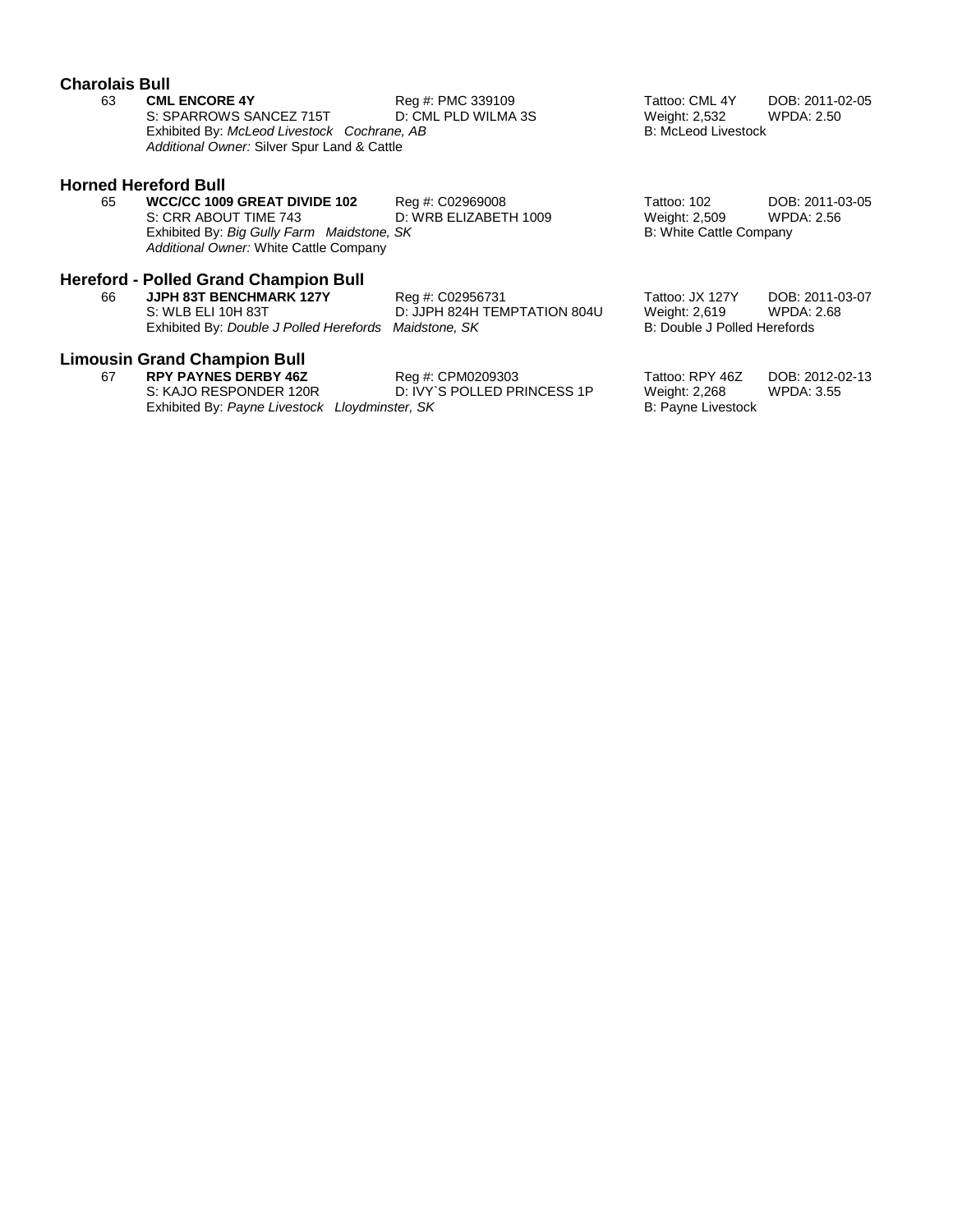## Charolais Bull

63 **CML ENCORE 4Y** Reg #: PMC 339109 Tattoo: CML 4Y DOB: 2011-02-05
S: SPARROWS SANCEZ 715T D: CML PLD WILMA 3S Weight: 2,532 WPDA: 2.50
Exhibited By: *McLeod Livestock Cochrane, AB* B: McLeod Livestock
*Additional Owner:* Silver Spur Land & Cattle

## Horned Hereford Bull

65 **WCC/CC 1009 GREAT DIVIDE 102** Reg #: C02969008 Tattoo: 102 DOB: 2011-03-05
S: CRR ABOUT TIME 743 D: WRB ELIZABETH 1009 Weight: 2,509 WPDA: 2.56
Exhibited By: *Big Gully Farm Maidstone, SK* B: White Cattle Company
*Additional Owner:* White Cattle Company

## Hereford - Polled Grand Champion Bull

66 **JJPH 83T BENCHMARK 127Y** Reg #: C02956731 Tattoo: JX 127Y DOB: 2011-03-07
S: WLB ELI 10H 83T D: JJPH 824H TEMPTATION 804U Weight: 2,619 WPDA: 2.68
Exhibited By: *Double J Polled Herefords Maidstone, SK* B: Double J Polled Herefords

## Limousin Grand Champion Bull

67 **RPY PAYNES DERBY 46Z** Reg #: CPM0209303 Tattoo: RPY 46Z DOB: 2012-02-13
S: KAJO RESPONDER 120R D: IVY`S POLLED PRINCESS 1P Weight: 2,268 WPDA: 3.55
Exhibited By: *Payne Livestock Lloydminster, SK* B: Payne Livestock